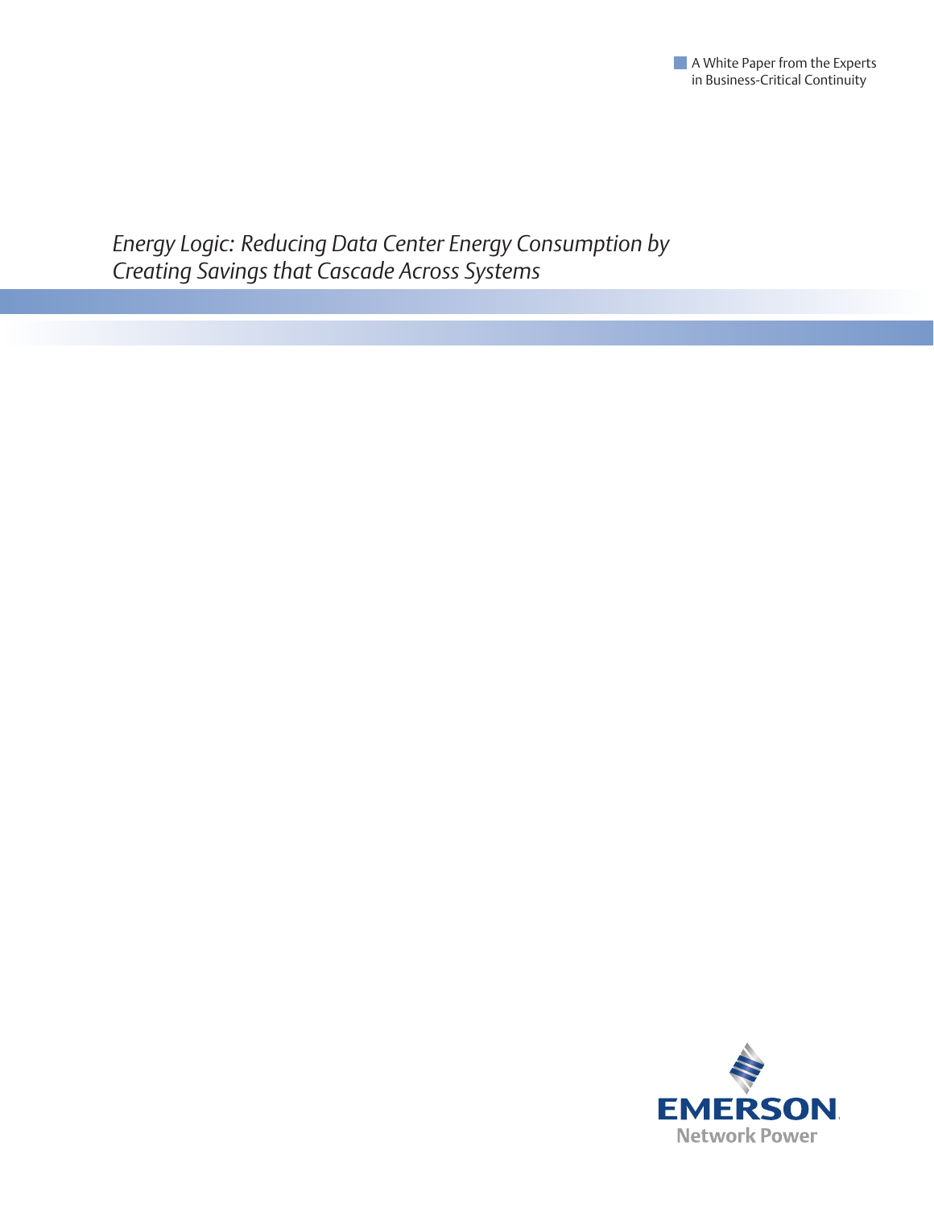A White Paper from the Experts in Business-Critical Continuity

# *Energy Logic: Reducing Data Center Energy Consumption by Creating Savings that Cascade Across Systems*

EMERSON

Network Power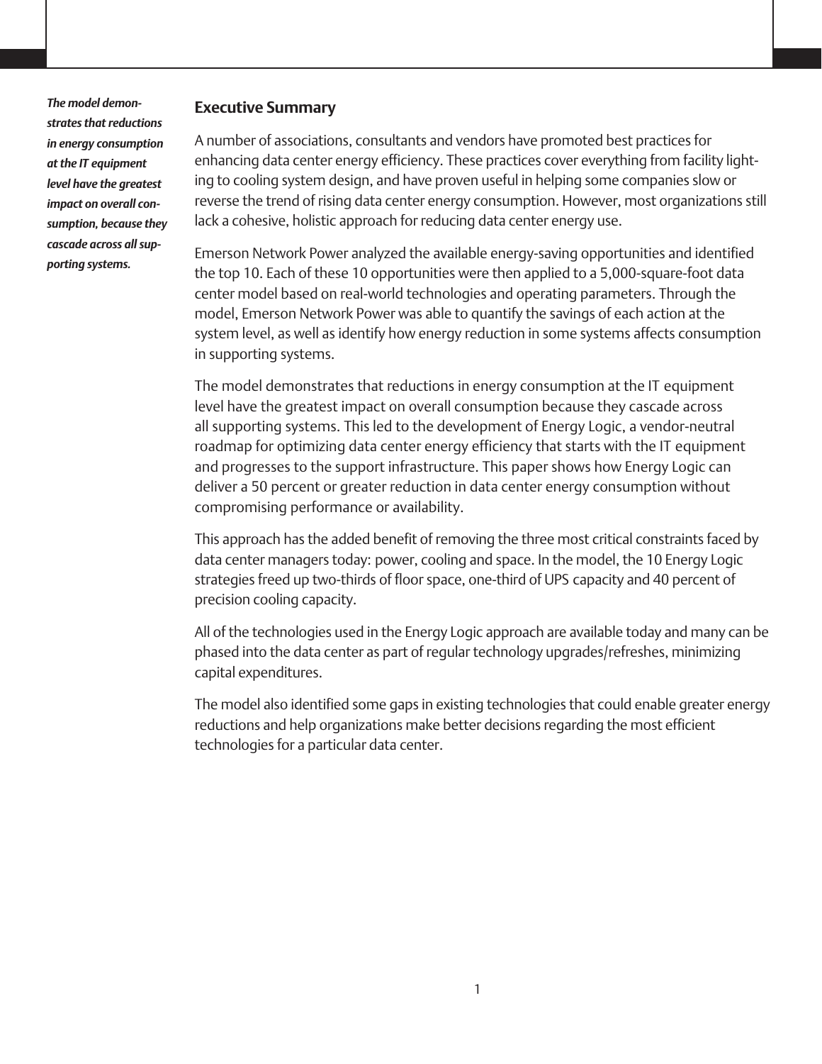*The model demonstrates that reductions in energy consumption at the IT equipment level have the greatest impact on overall consumption, because they cascade across all supporting systems.*

## Executive Summary

A number of associations, consultants and vendors have promoted best practices for enhancing data center energy efficiency. These practices cover everything from facility lighting to cooling system design, and have proven useful in helping some companies slow or reverse the trend of rising data center energy consumption. However, most organizations still lack a cohesive, holistic approach for reducing data center energy use.

Emerson Network Power analyzed the available energy-saving opportunities and identified the top 10. Each of these 10 opportunities were then applied to a 5,000-square-foot data center model based on real-world technologies and operating parameters. Through the model, Emerson Network Power was able to quantify the savings of each action at the system level, as well as identify how energy reduction in some systems affects consumption in supporting systems.

The model demonstrates that reductions in energy consumption at the IT equipment level have the greatest impact on overall consumption because they cascade across all supporting systems. This led to the development of Energy Logic, a vendor-neutral roadmap for optimizing data center energy efficiency that starts with the IT equipment and progresses to the support infrastructure. This paper shows how Energy Logic can deliver a 50 percent or greater reduction in data center energy consumption without compromising performance or availability.

This approach has the added benefit of removing the three most critical constraints faced by data center managers today: power, cooling and space. In the model, the 10 Energy Logic strategies freed up two-thirds of floor space, one-third of UPS capacity and 40 percent of precision cooling capacity.

All of the technologies used in the Energy Logic approach are available today and many can be phased into the data center as part of regular technology upgrades/refreshes, minimizing capital expenditures.

The model also identified some gaps in existing technologies that could enable greater energy reductions and help organizations make better decisions regarding the most efficient technologies for a particular data center.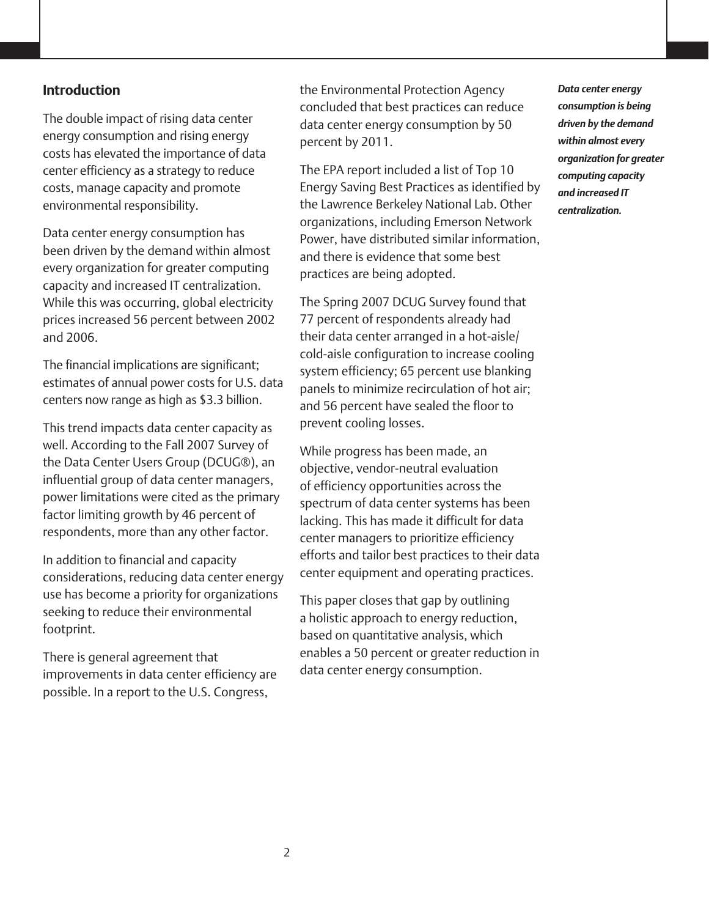## Introduction

The double impact of rising data center energy consumption and rising energy costs has elevated the importance of data center efficiency as a strategy to reduce costs, manage capacity and promote environmental responsibility.

Data center energy consumption has been driven by the demand within almost every organization for greater computing capacity and increased IT centralization. While this was occurring, global electricity prices increased 56 percent between 2002 and 2006.

The financial implications are significant; estimates of annual power costs for U.S. data centers now range as high as $3.3 billion.

This trend impacts data center capacity as well. According to the Fall 2007 Survey of the Data Center Users Group (DCUG®), an influential group of data center managers, power limitations were cited as the primary factor limiting growth by 46 percent of respondents, more than any other factor.

In addition to financial and capacity considerations, reducing data center energy use has become a priority for organizations seeking to reduce their environmental footprint.

There is general agreement that improvements in data center efficiency are possible. In a report to the U.S. Congress, the Environmental Protection Agency concluded that best practices can reduce data center energy consumption by 50 percent by 2011.

The EPA report included a list of Top 10 Energy Saving Best Practices as identified by the Lawrence Berkeley National Lab. Other organizations, including Emerson Network Power, have distributed similar information, and there is evidence that some best practices are being adopted.

The Spring 2007 DCUG Survey found that 77 percent of respondents already had their data center arranged in a hot-aisle/cold-aisle configuration to increase cooling system efficiency; 65 percent use blanking panels to minimize recirculation of hot air; and 56 percent have sealed the floor to prevent cooling losses.

While progress has been made, an objective, vendor-neutral evaluation of efficiency opportunities across the spectrum of data center systems has been lacking. This has made it difficult for data center managers to prioritize efficiency efforts and tailor best practices to their data center equipment and operating practices.

This paper closes that gap by outlining a holistic approach to energy reduction, based on quantitative analysis, which enables a 50 percent or greater reduction in data center energy consumption.

***Data center energy consumption is being driven by the demand within almost every organization for greater computing capacity and increased IT centralization.***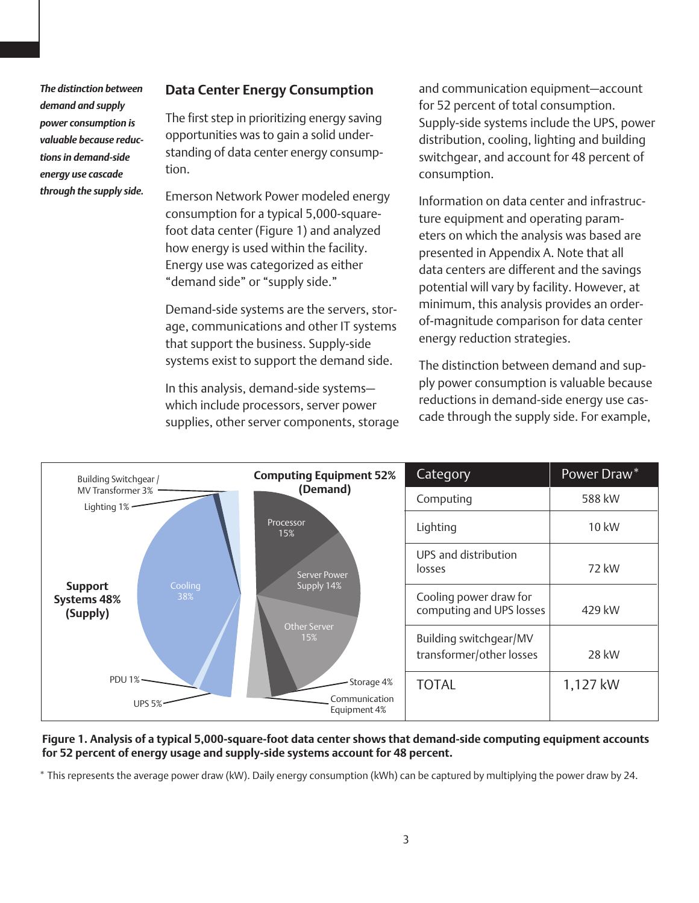*The distinction between demand and supply power consumption is valuable because reductions in demand-side energy use cascade through the supply side.*

## Data Center Energy Consumption

The first step in prioritizing energy saving opportunities was to gain a solid understanding of data center energy consumption.

Emerson Network Power modeled energy consumption for a typical 5,000-square-foot data center (Figure 1) and analyzed how energy is used within the facility. Energy use was categorized as either "demand side" or "supply side."

Demand-side systems are the servers, storage, communications and other IT systems that support the business. Supply-side systems exist to support the demand side.

In this analysis, demand-side systems—which include processors, server power supplies, other server components, storage and communication equipment—account for 52 percent of total consumption. Supply-side systems include the UPS, power distribution, cooling, lighting and building switchgear, and account for 48 percent of consumption.

Information on data center and infrastructure equipment and operating parameters on which the analysis was based are presented in Appendix A. Note that all data centers are different and the savings potential will vary by facility. However, at minimum, this analysis provides an order-of-magnitude comparison for data center energy reduction strategies.

The distinction between demand and supply power consumption is valuable because reductions in demand-side energy use cascade through the supply side. For example,

Computing Equipment 52% (Demand): Processor 15%, Server Power Supply 14%, Other Server 15%, Storage 4%, Communication Equipment 4%

Support Systems 48% (Supply): Cooling 38%, UPS 5%, PDU 1%, Lighting 1%, Building Switchgear / MV Transformer 3%

| Category | Power Draw* |
|---|---|
| Computing | 588 kW |
| Lighting | 10 kW |
| UPS and distribution losses | 72 kW |
| Cooling power draw for computing and UPS losses | 429 kW |
| Building switchgear/MV transformer/other losses | 28 kW |
| TOTAL | 1,127 kW |

**Figure 1. Analysis of a typical 5,000-square-foot data center shows that demand-side computing equipment accounts for 52 percent of energy usage and supply-side systems account for 48 percent.**

\* This represents the average power draw (kW). Daily energy consumption (kWh) can be captured by multiplying the power draw by 24.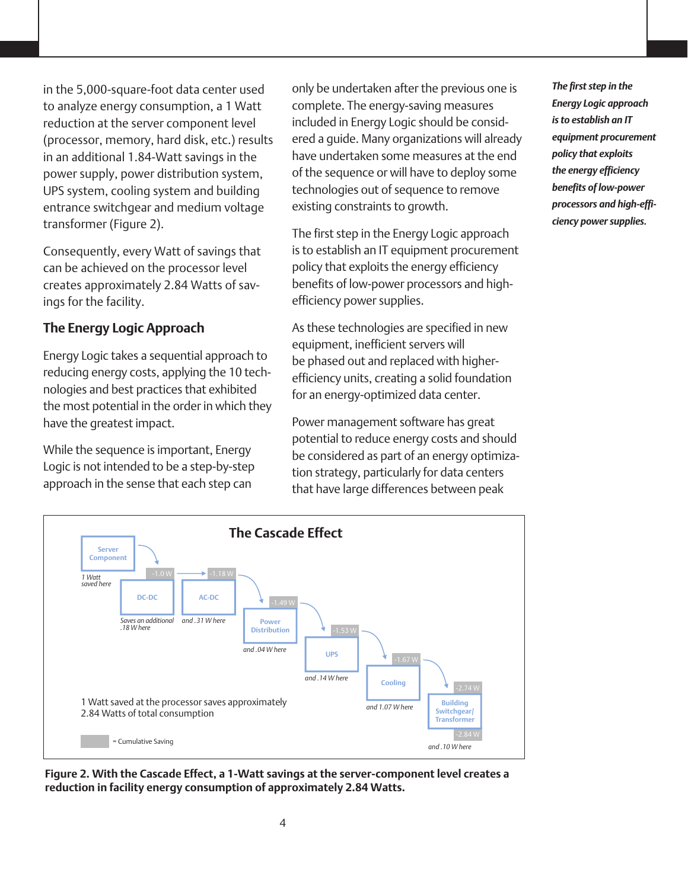in the 5,000-square-foot data center used to analyze energy consumption, a 1 Watt reduction at the server component level (processor, memory, hard disk, etc.) results in an additional 1.84-Watt savings in the power supply, power distribution system, UPS system, cooling system and building entrance switchgear and medium voltage transformer (Figure 2).

Consequently, every Watt of savings that can be achieved on the processor level creates approximately 2.84 Watts of savings for the facility.

## The Energy Logic Approach

Energy Logic takes a sequential approach to reducing energy costs, applying the 10 technologies and best practices that exhibited the most potential in the order in which they have the greatest impact.

While the sequence is important, Energy Logic is not intended to be a step-by-step approach in the sense that each step can only be undertaken after the previous one is complete. The energy-saving measures included in Energy Logic should be considered a guide. Many organizations will already have undertaken some measures at the end of the sequence or will have to deploy some technologies out of sequence to remove existing constraints to growth.

The first step in the Energy Logic approach is to establish an IT equipment procurement policy that exploits the energy efficiency benefits of low-power processors and high-efficiency power supplies.

As these technologies are specified in new equipment, inefficient servers will be phased out and replaced with higher-efficiency units, creating a solid foundation for an energy-optimized data center.

Power management software has great potential to reduce energy costs and should be considered as part of an energy optimization strategy, particularly for data centers that have large differences between peak

***The first step in the Energy Logic approach is to establish an IT equipment procurement policy that exploits the energy efficiency benefits of low-power processors and high-efficiency power supplies.***

**The Cascade Effect**

Server Component — 1 Watt saved here — -1.0 W

DC-DC — Saves an additional .18 W here — -1.18 W

AC-DC — and .31 W here — -1.49 W

Power Distribution — and .04 W here — -1.53 W

UPS — and .14 W here — -1.67 W

Cooling — and 1.07 W here — -2.74 W

Building Switchgear/ Transformer — and .10 W here — -2.84 W

1 Watt saved at the processor saves approximately 2.84 Watts of total consumption

= Cumulative Saving

**Figure 2. With the Cascade Effect, a 1-Watt savings at the server-component level creates a reduction in facility energy consumption of approximately 2.84 Watts.**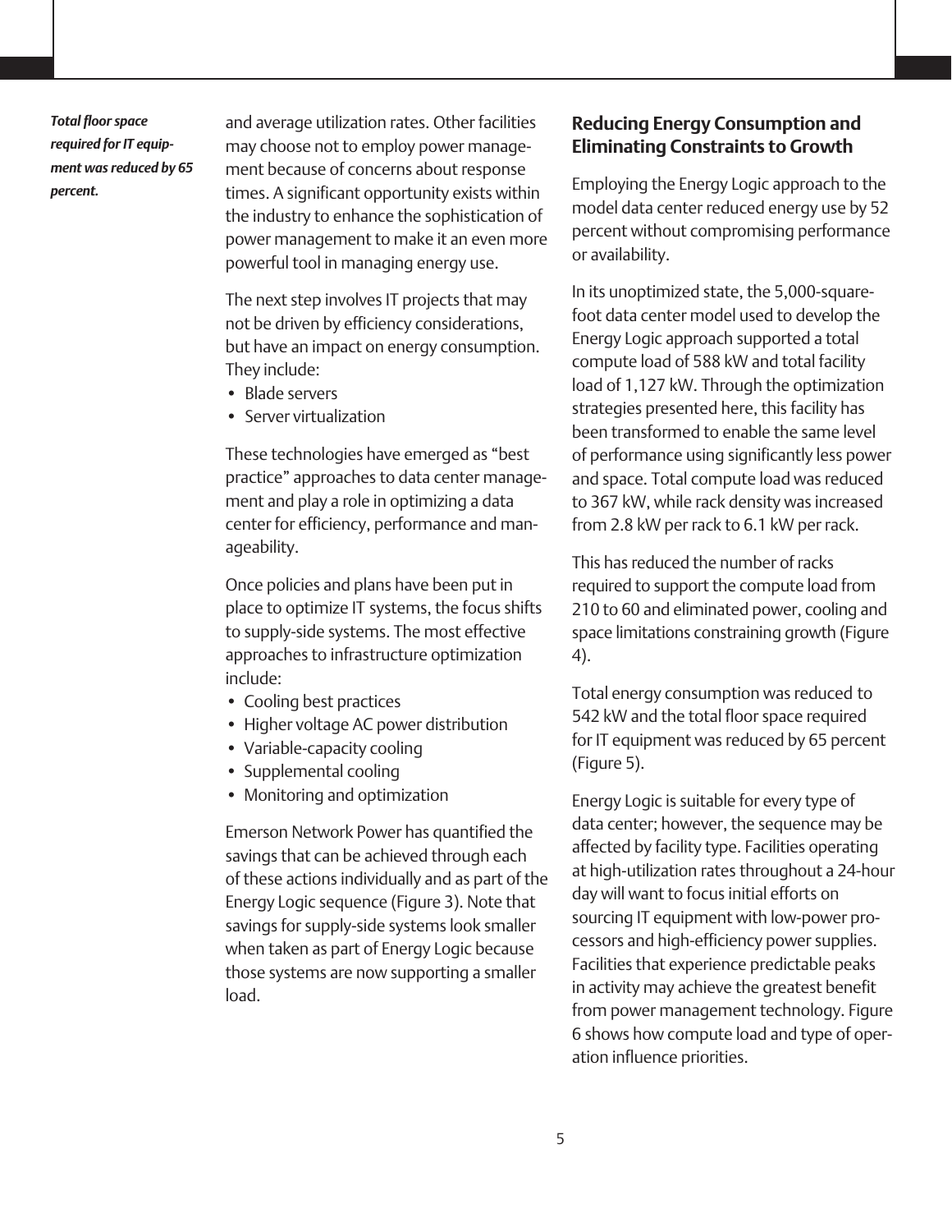*Total floor space required for IT equipment was reduced by 65 percent.*

and average utilization rates. Other facilities may choose not to employ power management because of concerns about response times. A significant opportunity exists within the industry to enhance the sophistication of power management to make it an even more powerful tool in managing energy use.

The next step involves IT projects that may not be driven by efficiency considerations, but have an impact on energy consumption. They include:

- Blade servers
- Server virtualization

These technologies have emerged as "best practice" approaches to data center management and play a role in optimizing a data center for efficiency, performance and manageability.

Once policies and plans have been put in place to optimize IT systems, the focus shifts to supply-side systems. The most effective approaches to infrastructure optimization include:

- Cooling best practices
- Higher voltage AC power distribution
- Variable-capacity cooling
- Supplemental cooling
- Monitoring and optimization

Emerson Network Power has quantified the savings that can be achieved through each of these actions individually and as part of the Energy Logic sequence (Figure 3). Note that savings for supply-side systems look smaller when taken as part of Energy Logic because those systems are now supporting a smaller load.

## Reducing Energy Consumption and Eliminating Constraints to Growth

Employing the Energy Logic approach to the model data center reduced energy use by 52 percent without compromising performance or availability.

In its unoptimized state, the 5,000-square-foot data center model used to develop the Energy Logic approach supported a total compute load of 588 kW and total facility load of 1,127 kW. Through the optimization strategies presented here, this facility has been transformed to enable the same level of performance using significantly less power and space. Total compute load was reduced to 367 kW, while rack density was increased from 2.8 kW per rack to 6.1 kW per rack.

This has reduced the number of racks required to support the compute load from 210 to 60 and eliminated power, cooling and space limitations constraining growth (Figure 4).

Total energy consumption was reduced to 542 kW and the total floor space required for IT equipment was reduced by 65 percent (Figure 5).

Energy Logic is suitable for every type of data center; however, the sequence may be affected by facility type. Facilities operating at high-utilization rates throughout a 24-hour day will want to focus initial efforts on sourcing IT equipment with low-power processors and high-efficiency power supplies. Facilities that experience predictable peaks in activity may achieve the greatest benefit from power management technology. Figure 6 shows how compute load and type of operation influence priorities.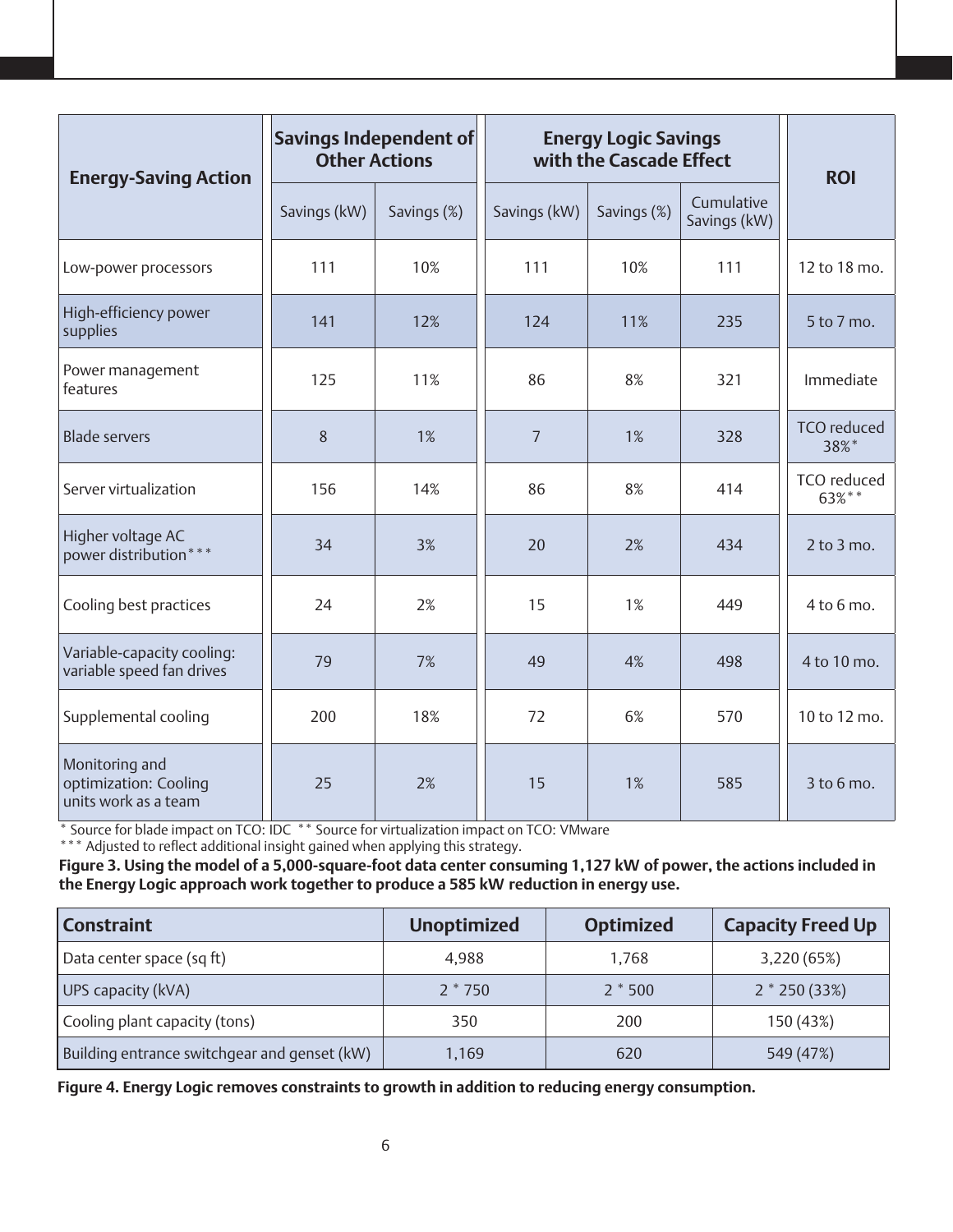| Energy-Saving Action | Savings Independent of Other Actions | | Energy Logic Savings with the Cascade Effect | | | ROI |
|---|---|---|---|---|---|---|
| | Savings (kW) | Savings (%) | Savings (kW) | Savings (%) | Cumulative Savings (kW) | |
| Low-power processors | 111 | 10% | 111 | 10% | 111 | 12 to 18 mo. |
| High-efficiency power supplies | 141 | 12% | 124 | 11% | 235 | 5 to 7 mo. |
| Power management features | 125 | 11% | 86 | 8% | 321 | Immediate |
| Blade servers | 8 | 1% | 7 | 1% | 328 | TCO reduced 38%* |
| Server virtualization | 156 | 14% | 86 | 8% | 414 | TCO reduced 63%** |
| Higher voltage AC power distribution*** | 34 | 3% | 20 | 2% | 434 | 2 to 3 mo. |
| Cooling best practices | 24 | 2% | 15 | 1% | 449 | 4 to 6 mo. |
| Variable-capacity cooling: variable speed fan drives | 79 | 7% | 49 | 4% | 498 | 4 to 10 mo. |
| Supplemental cooling | 200 | 18% | 72 | 6% | 570 | 10 to 12 mo. |
| Monitoring and optimization: Cooling units work as a team | 25 | 2% | 15 | 1% | 585 | 3 to 6 mo. |

\* Source for blade impact on TCO: IDC ** Source for virtualization impact on TCO: VMware

*** Adjusted to reflect additional insight gained when applying this strategy.

**Figure 3. Using the model of a 5,000-square-foot data center consuming 1,127 kW of power, the actions included in the Energy Logic approach work together to produce a 585 kW reduction in energy use.**

| Constraint | Unoptimized | Optimized | Capacity Freed Up |
|---|---|---|---|
| Data center space (sq ft) | 4,988 | 1,768 | 3,220 (65%) |
| UPS capacity (kVA) | 2 * 750 | 2 * 500 | 2 * 250 (33%) |
| Cooling plant capacity (tons) | 350 | 200 | 150 (43%) |
| Building entrance switchgear and genset (kW) | 1,169 | 620 | 549 (47%) |

**Figure 4. Energy Logic removes constraints to growth in addition to reducing energy consumption.**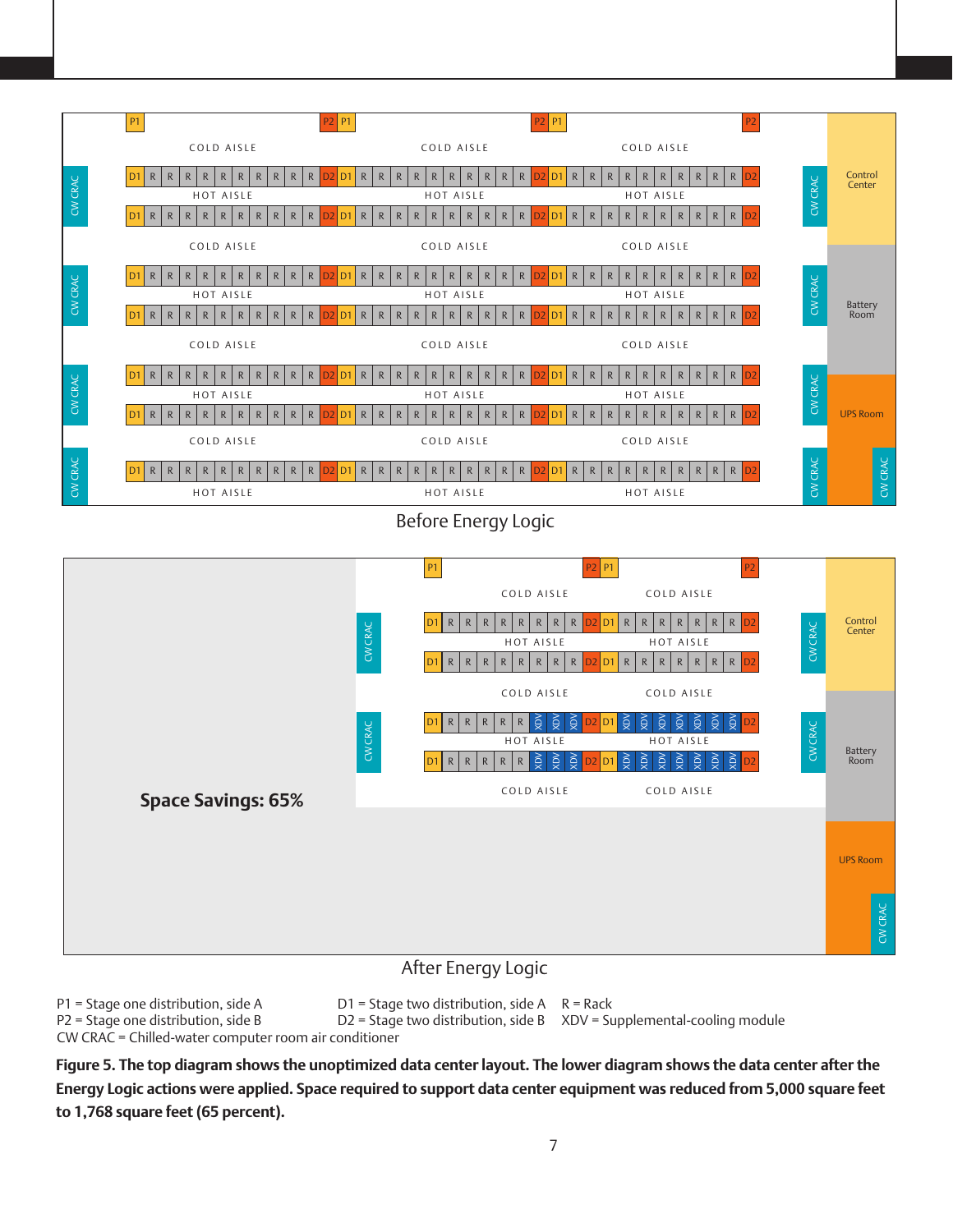Before Energy Logic

Space Savings: 65%

After Energy Logic

P1 = Stage one distribution, side A
P2 = Stage one distribution, side B
D1 = Stage two distribution, side A
D2 = Stage two distribution, side B
R = Rack
XDV = Supplemental-cooling module
CW CRAC = Chilled-water computer room air conditioner

**Figure 5. The top diagram shows the unoptimized data center layout. The lower diagram shows the data center after the Energy Logic actions were applied. Space required to support data center equipment was reduced from 5,000 square feet to 1,768 square feet (65 percent).**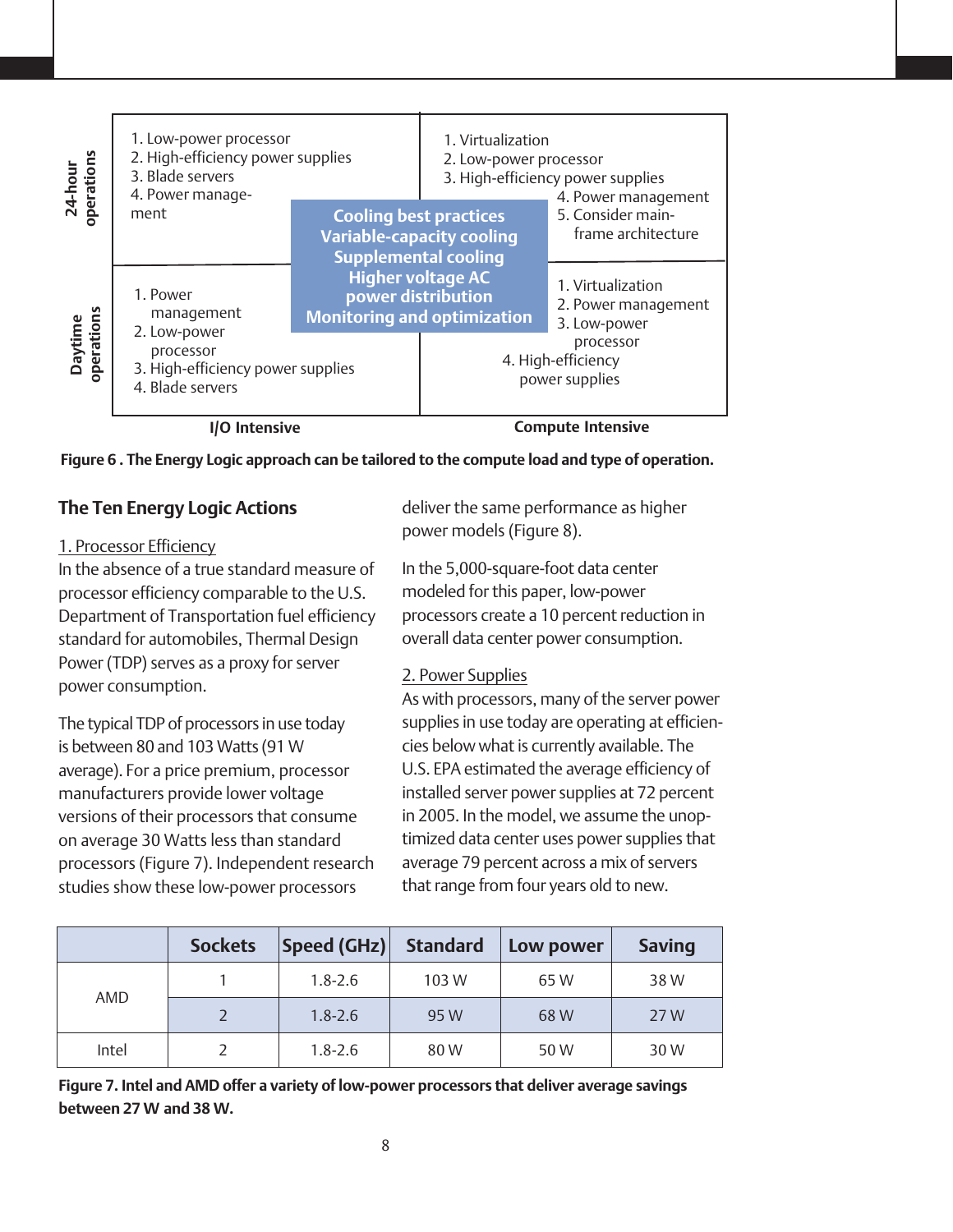| | I/O Intensive | Compute Intensive |
|---|---|---|
| 24-hour operations | 1. Low-power processor<br>2. High-efficiency power supplies<br>3. Blade servers<br>4. Power management | 1. Virtualization<br>2. Low-power processor<br>3. High-efficiency power supplies<br>4. Power management<br>5. Consider mainframe architecture |
| Daytime operations | 1. Power management<br>2. Low-power processor<br>3. High-efficiency power supplies<br>4. Blade servers | 1. Virtualization<br>2. Power management<br>3. Low-power processor<br>4. High-efficiency power supplies |

**Cooling best practices**
**Variable-capacity cooling**
**Supplemental cooling**
**Higher voltage AC power distribution**
**Monitoring and optimization**

**Figure 6 . The Energy Logic approach can be tailored to the compute load and type of operation.**

## The Ten Energy Logic Actions

1. Processor Efficiency

In the absence of a true standard measure of processor efficiency comparable to the U.S. Department of Transportation fuel efficiency standard for automobiles, Thermal Design Power (TDP) serves as a proxy for server power consumption.

The typical TDP of processors in use today is between 80 and 103 Watts (91 W average). For a price premium, processor manufacturers provide lower voltage versions of their processors that consume on average 30 Watts less than standard processors (Figure 7). Independent research studies show these low-power processors deliver the same performance as higher power models (Figure 8).

In the 5,000-square-foot data center modeled for this paper, low-power processors create a 10 percent reduction in overall data center power consumption.

2. Power Supplies

As with processors, many of the server power supplies in use today are operating at efficiencies below what is currently available. The U.S. EPA estimated the average efficiency of installed server power supplies at 72 percent in 2005. In the model, we assume the unoptimized data center uses power supplies that average 79 percent across a mix of servers that range from four years old to new.

| | Sockets | Speed (GHz) | Standard | Low power | Saving |
|---|---|---|---|---|---|
| AMD | 1 | 1.8-2.6 | 103 W | 65 W | 38 W |
| | 2 | 1.8-2.6 | 95 W | 68 W | 27 W |
| Intel | 2 | 1.8-2.6 | 80 W | 50 W | 30 W |

**Figure 7. Intel and AMD offer a variety of low-power processors that deliver average savings between 27 W and 38 W.**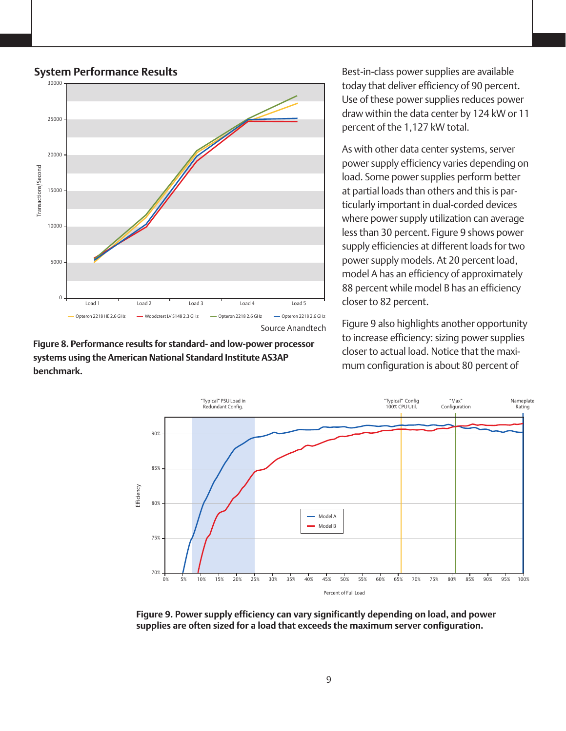## System Performance Results

Source Anandtech

**Figure 8. Performance results for standard- and low-power processor systems using the American National Standard Institute AS3AP benchmark.**

Best-in-class power supplies are available today that deliver efficiency of 90 percent. Use of these power supplies reduces power draw within the data center by 124 kW or 11 percent of the 1,127 kW total.

As with other data center systems, server power supply efficiency varies depending on load. Some power supplies perform better at partial loads than others and this is particularly important in dual-corded devices where power supply utilization can average less than 30 percent. Figure 9 shows power supply efficiencies at different loads for two power supply models. At 20 percent load, model A has an efficiency of approximately 88 percent while model B has an efficiency closer to 82 percent.

Figure 9 also highlights another opportunity to increase efficiency: sizing power supplies closer to actual load. Notice that the maximum configuration is about 80 percent of

**Figure 9. Power supply efficiency can vary significantly depending on load, and power supplies are often sized for a load that exceeds the maximum server configuration.**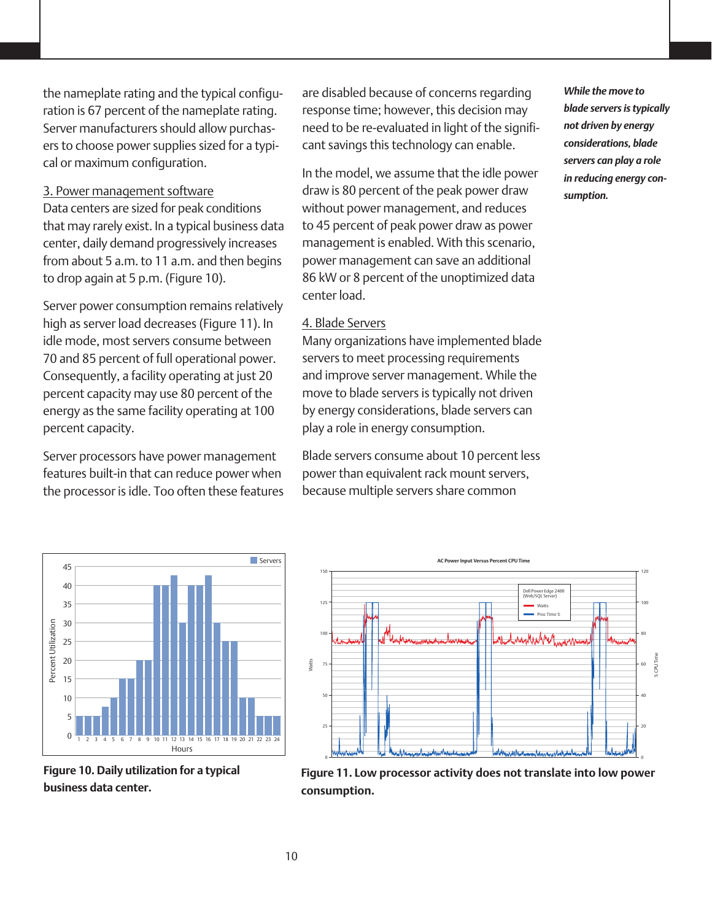the nameplate rating and the typical configuration is 67 percent of the nameplate rating. Server manufacturers should allow purchasers to choose power supplies sized for a typical or maximum configuration.

3. Power management software

Data centers are sized for peak conditions that may rarely exist. In a typical business data center, daily demand progressively increases from about 5 a.m. to 11 a.m. and then begins to drop again at 5 p.m. (Figure 10).

Server power consumption remains relatively high as server load decreases (Figure 11). In idle mode, most servers consume between 70 and 85 percent of full operational power. Consequently, a facility operating at just 20 percent capacity may use 80 percent of the energy as the same facility operating at 100 percent capacity.

Server processors have power management features built-in that can reduce power when the processor is idle. Too often these features are disabled because of concerns regarding response time; however, this decision may need to be re-evaluated in light of the significant savings this technology can enable.

In the model, we assume that the idle power draw is 80 percent of the peak power draw without power management, and reduces to 45 percent of peak power draw as power management is enabled. With this scenario, power management can save an additional 86 kW or 8 percent of the unoptimized data center load.

4. Blade Servers

Many organizations have implemented blade servers to meet processing requirements and improve server management. While the move to blade servers is typically not driven by energy considerations, blade servers can play a role in energy consumption.

Blade servers consume about 10 percent less power than equivalent rack mount servers, because multiple servers share common

***While the move to blade servers is typically not driven by energy considerations, blade servers can play a role in reducing energy consumption.***

**Figure 10. Daily utilization for a typical business data center.**

**Figure 11. Low processor activity does not translate into low power consumption.**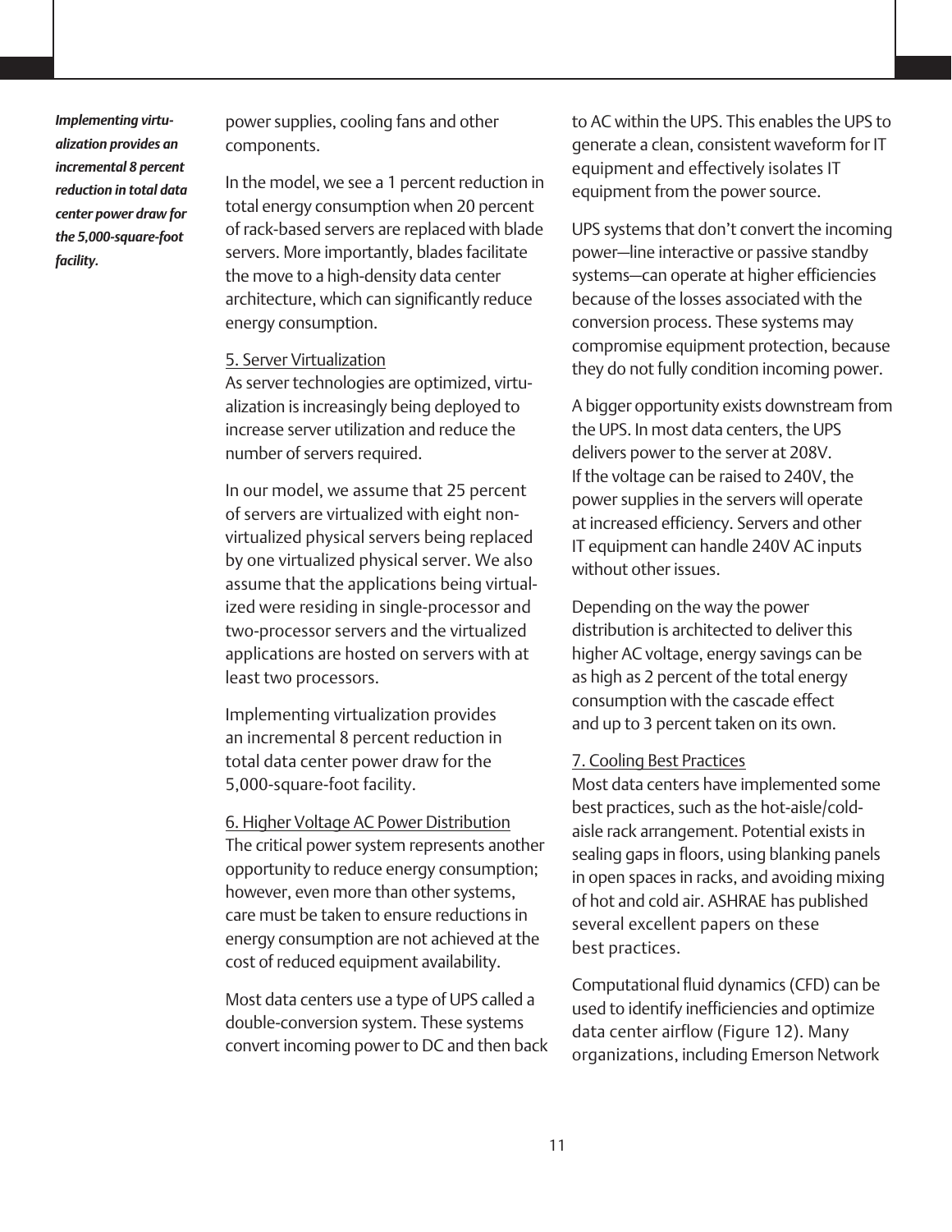*Implementing virtualization provides an incremental 8 percent reduction in total data center power draw for the 5,000-square-foot facility.*

power supplies, cooling fans and other components.

In the model, we see a 1 percent reduction in total energy consumption when 20 percent of rack-based servers are replaced with blade servers. More importantly, blades facilitate the move to a high-density data center architecture, which can significantly reduce energy consumption.

5. Server Virtualization

As server technologies are optimized, virtualization is increasingly being deployed to increase server utilization and reduce the number of servers required.

In our model, we assume that 25 percent of servers are virtualized with eight non-virtualized physical servers being replaced by one virtualized physical server. We also assume that the applications being virtualized were residing in single-processor and two-processor servers and the virtualized applications are hosted on servers with at least two processors.

Implementing virtualization provides an incremental 8 percent reduction in total data center power draw for the 5,000-square-foot facility.

6. Higher Voltage AC Power Distribution

The critical power system represents another opportunity to reduce energy consumption; however, even more than other systems, care must be taken to ensure reductions in energy consumption are not achieved at the cost of reduced equipment availability.

Most data centers use a type of UPS called a double-conversion system. These systems convert incoming power to DC and then back to AC within the UPS. This enables the UPS to generate a clean, consistent waveform for IT equipment and effectively isolates IT equipment from the power source.

UPS systems that don't convert the incoming power—line interactive or passive standby systems—can operate at higher efficiencies because of the losses associated with the conversion process. These systems may compromise equipment protection, because they do not fully condition incoming power.

A bigger opportunity exists downstream from the UPS. In most data centers, the UPS delivers power to the server at 208V. If the voltage can be raised to 240V, the power supplies in the servers will operate at increased efficiency. Servers and other IT equipment can handle 240V AC inputs without other issues.

Depending on the way the power distribution is architected to deliver this higher AC voltage, energy savings can be as high as 2 percent of the total energy consumption with the cascade effect and up to 3 percent taken on its own.

7. Cooling Best Practices

Most data centers have implemented some best practices, such as the hot-aisle/cold-aisle rack arrangement. Potential exists in sealing gaps in floors, using blanking panels in open spaces in racks, and avoiding mixing of hot and cold air. ASHRAE has published several excellent papers on these best practices.

Computational fluid dynamics (CFD) can be used to identify inefficiencies and optimize data center airflow (Figure 12). Many organizations, including Emerson Network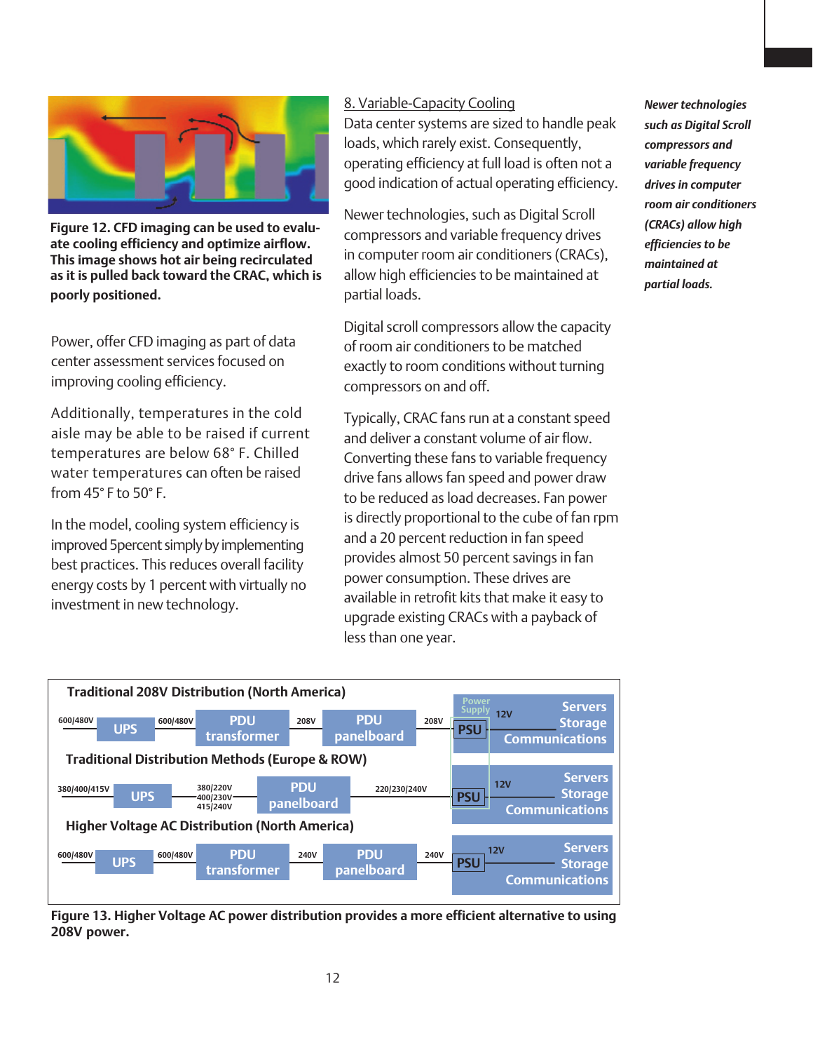**Figure 12. CFD imaging can be used to evaluate cooling efficiency and optimize airflow. This image shows hot air being recirculated as it is pulled back toward the CRAC, which is poorly positioned.**

Power, offer CFD imaging as part of data center assessment services focused on improving cooling efficiency.

Additionally, temperatures in the cold aisle may be able to be raised if current temperatures are below 68° F. Chilled water temperatures can often be raised from 45° F to 50° F.

In the model, cooling system efficiency is improved 5percent simply by implementing best practices. This reduces overall facility energy costs by 1 percent with virtually no investment in new technology.

8. Variable-Capacity Cooling

Data center systems are sized to handle peak loads, which rarely exist. Consequently, operating efficiency at full load is often not a good indication of actual operating efficiency.

Newer technologies, such as Digital Scroll compressors and variable frequency drives in computer room air conditioners (CRACs), allow high efficiencies to be maintained at partial loads.

Digital scroll compressors allow the capacity of room air conditioners to be matched exactly to room conditions without turning compressors on and off.

Typically, CRAC fans run at a constant speed and deliver a constant volume of air flow. Converting these fans to variable frequency drive fans allows fan speed and power draw to be reduced as load decreases. Fan power is directly proportional to the cube of fan rpm and a 20 percent reduction in fan speed provides almost 50 percent savings in fan power consumption. These drives are available in retrofit kits that make it easy to upgrade existing CRACs with a payback of less than one year.

***Newer technologies such as Digital Scroll compressors and variable frequency drives in computer room air conditioners (CRACs) allow high efficiencies to be maintained at partial loads.***

**Traditional 208V Distribution (North America)**

600/480V → UPS → 600/480V → PDU transformer → 208V → PDU panelboard → 208V → PSU → 12V → Servers, Storage, Communications

**Traditional Distribution Methods (Europe & ROW)**

380/400/415V → UPS → 380/220V, 400/230V, 415/240V → PDU panelboard → 220/230/240V → PSU → 12V → Servers, Storage, Communications

**Higher Voltage AC Distribution (North America)**

600/480V → UPS → 600/480V → PDU transformer → 240V → PDU panelboard → 240V → PSU → 12V → Servers, Storage, Communications

Power Supply

**Figure 13. Higher Voltage AC power distribution provides a more efficient alternative to using 208V power.**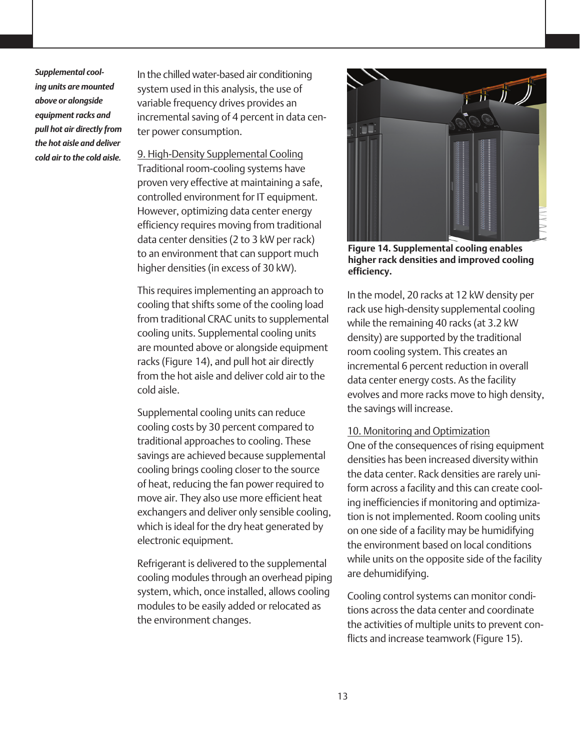*Supplemental cooling units are mounted above or alongside equipment racks and pull hot air directly from the hot aisle and deliver cold air to the cold aisle.*

In the chilled water-based air conditioning system used in this analysis, the use of variable frequency drives provides an incremental saving of 4 percent in data center power consumption.

9. High-Density Supplemental Cooling

Traditional room-cooling systems have proven very effective at maintaining a safe, controlled environment for IT equipment. However, optimizing data center energy efficiency requires moving from traditional data center densities (2 to 3 kW per rack) to an environment that can support much higher densities (in excess of 30 kW).

This requires implementing an approach to cooling that shifts some of the cooling load from traditional CRAC units to supplemental cooling units. Supplemental cooling units are mounted above or alongside equipment racks (Figure 14), and pull hot air directly from the hot aisle and deliver cold air to the cold aisle.

Supplemental cooling units can reduce cooling costs by 30 percent compared to traditional approaches to cooling. These savings are achieved because supplemental cooling brings cooling closer to the source of heat, reducing the fan power required to move air. They also use more efficient heat exchangers and deliver only sensible cooling, which is ideal for the dry heat generated by electronic equipment.

Refrigerant is delivered to the supplemental cooling modules through an overhead piping system, which, once installed, allows cooling modules to be easily added or relocated as the environment changes.

**Figure 14. Supplemental cooling enables higher rack densities and improved cooling efficiency.**

In the model, 20 racks at 12 kW density per rack use high-density supplemental cooling while the remaining 40 racks (at 3.2 kW density) are supported by the traditional room cooling system. This creates an incremental 6 percent reduction in overall data center energy costs. As the facility evolves and more racks move to high density, the savings will increase.

10. Monitoring and Optimization

One of the consequences of rising equipment densities has been increased diversity within the data center. Rack densities are rarely uniform across a facility and this can create cooling inefficiencies if monitoring and optimization is not implemented. Room cooling units on one side of a facility may be humidifying the environment based on local conditions while units on the opposite side of the facility are dehumidifying.

Cooling control systems can monitor conditions across the data center and coordinate the activities of multiple units to prevent conflicts and increase teamwork (Figure 15).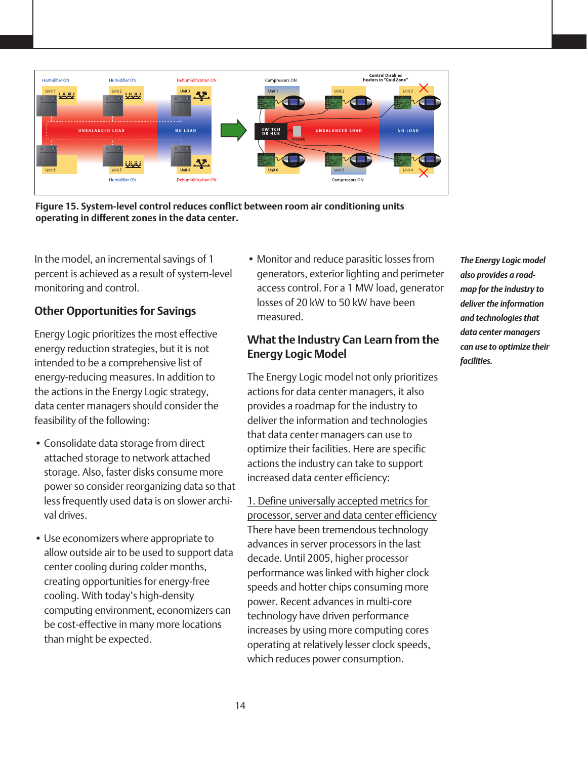**Figure 15. System-level control reduces conflict between room air conditioning units operating in different zones in the data center.**

In the model, an incremental savings of 1 percent is achieved as a result of system-level monitoring and control.

## Other Opportunities for Savings

Energy Logic prioritizes the most effective energy reduction strategies, but it is not intended to be a comprehensive list of energy-reducing measures. In addition to the actions in the Energy Logic strategy, data center managers should consider the feasibility of the following:

- Consolidate data storage from direct attached storage to network attached storage. Also, faster disks consume more power so consider reorganizing data so that less frequently used data is on slower archival drives.
- Use economizers where appropriate to allow outside air to be used to support data center cooling during colder months, creating opportunities for energy-free cooling. With today's high-density computing environment, economizers can be cost-effective in many more locations than might be expected.
- Monitor and reduce parasitic losses from generators, exterior lighting and perimeter access control. For a 1 MW load, generator losses of 20 kW to 50 kW have been measured.

## What the Industry Can Learn from the Energy Logic Model

The Energy Logic model not only prioritizes actions for data center managers, it also provides a roadmap for the industry to deliver the information and technologies that data center managers can use to optimize their facilities. Here are specific actions the industry can take to support increased data center efficiency:

1. Define universally accepted metrics for processor, server and data center efficiency

There have been tremendous technology advances in server processors in the last decade. Until 2005, higher processor performance was linked with higher clock speeds and hotter chips consuming more power. Recent advances in multi-core technology have driven performance increases by using more computing cores operating at relatively lesser clock speeds, which reduces power consumption.

***The Energy Logic model also provides a roadmap for the industry to deliver the information and technologies that data center managers can use to optimize their facilities.***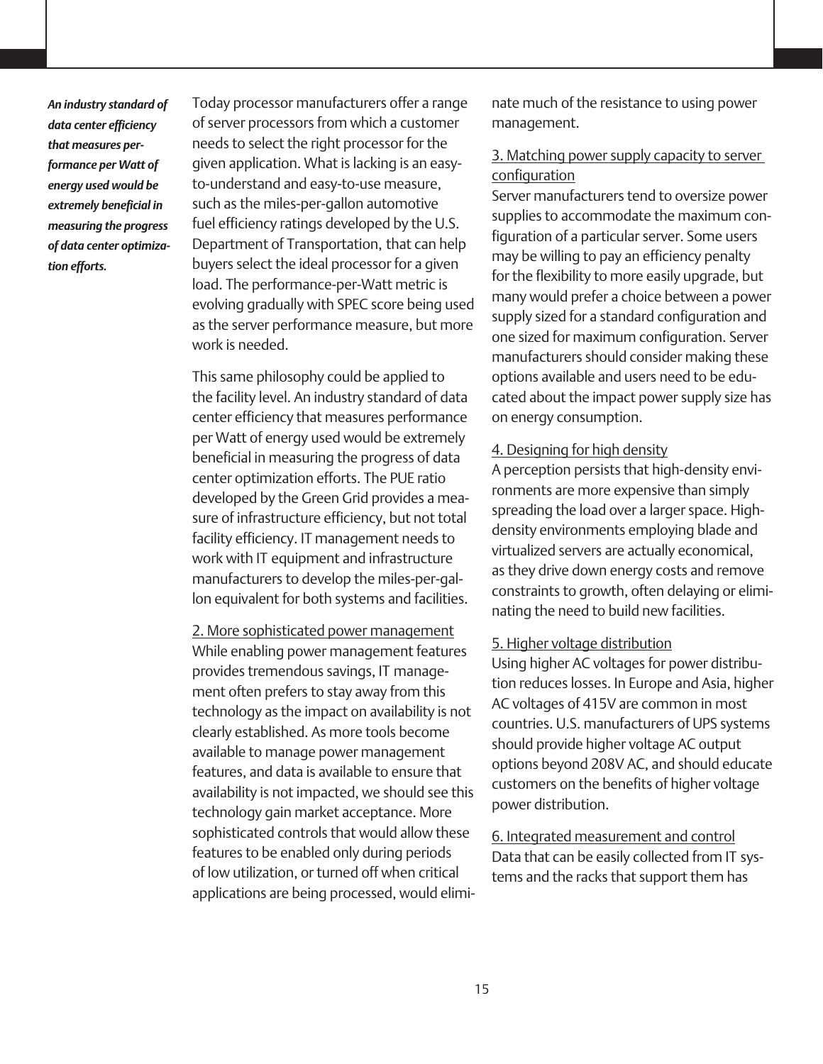*An industry standard of data center efficiency that measures performance per Watt of energy used would be extremely beneficial in measuring the progress of data center optimization efforts.*

Today processor manufacturers offer a range of server processors from which a customer needs to select the right processor for the given application. What is lacking is an easy-to-understand and easy-to-use measure, such as the miles-per-gallon automotive fuel efficiency ratings developed by the U.S. Department of Transportation, that can help buyers select the ideal processor for a given load. The performance-per-Watt metric is evolving gradually with SPEC score being used as the server performance measure, but more work is needed.

This same philosophy could be applied to the facility level. An industry standard of data center efficiency that measures performance per Watt of energy used would be extremely beneficial in measuring the progress of data center optimization efforts. The PUE ratio developed by the Green Grid provides a measure of infrastructure efficiency, but not total facility efficiency. IT management needs to work with IT equipment and infrastructure manufacturers to develop the miles-per-gallon equivalent for both systems and facilities.

2. More sophisticated power management

While enabling power management features provides tremendous savings, IT management often prefers to stay away from this technology as the impact on availability is not clearly established. As more tools become available to manage power management features, and data is available to ensure that availability is not impacted, we should see this technology gain market acceptance. More sophisticated controls that would allow these features to be enabled only during periods of low utilization, or turned off when critical applications are being processed, would eliminate much of the resistance to using power management.

3. Matching power supply capacity to server configuration

Server manufacturers tend to oversize power supplies to accommodate the maximum configuration of a particular server. Some users may be willing to pay an efficiency penalty for the flexibility to more easily upgrade, but many would prefer a choice between a power supply sized for a standard configuration and one sized for maximum configuration. Server manufacturers should consider making these options available and users need to be educated about the impact power supply size has on energy consumption.

4. Designing for high density

A perception persists that high-density environments are more expensive than simply spreading the load over a larger space. High-density environments employing blade and virtualized servers are actually economical, as they drive down energy costs and remove constraints to growth, often delaying or eliminating the need to build new facilities.

5. Higher voltage distribution

Using higher AC voltages for power distribution reduces losses. In Europe and Asia, higher AC voltages of 415V are common in most countries. U.S. manufacturers of UPS systems should provide higher voltage AC output options beyond 208V AC, and should educate customers on the benefits of higher voltage power distribution.

6. Integrated measurement and control

Data that can be easily collected from IT systems and the racks that support them has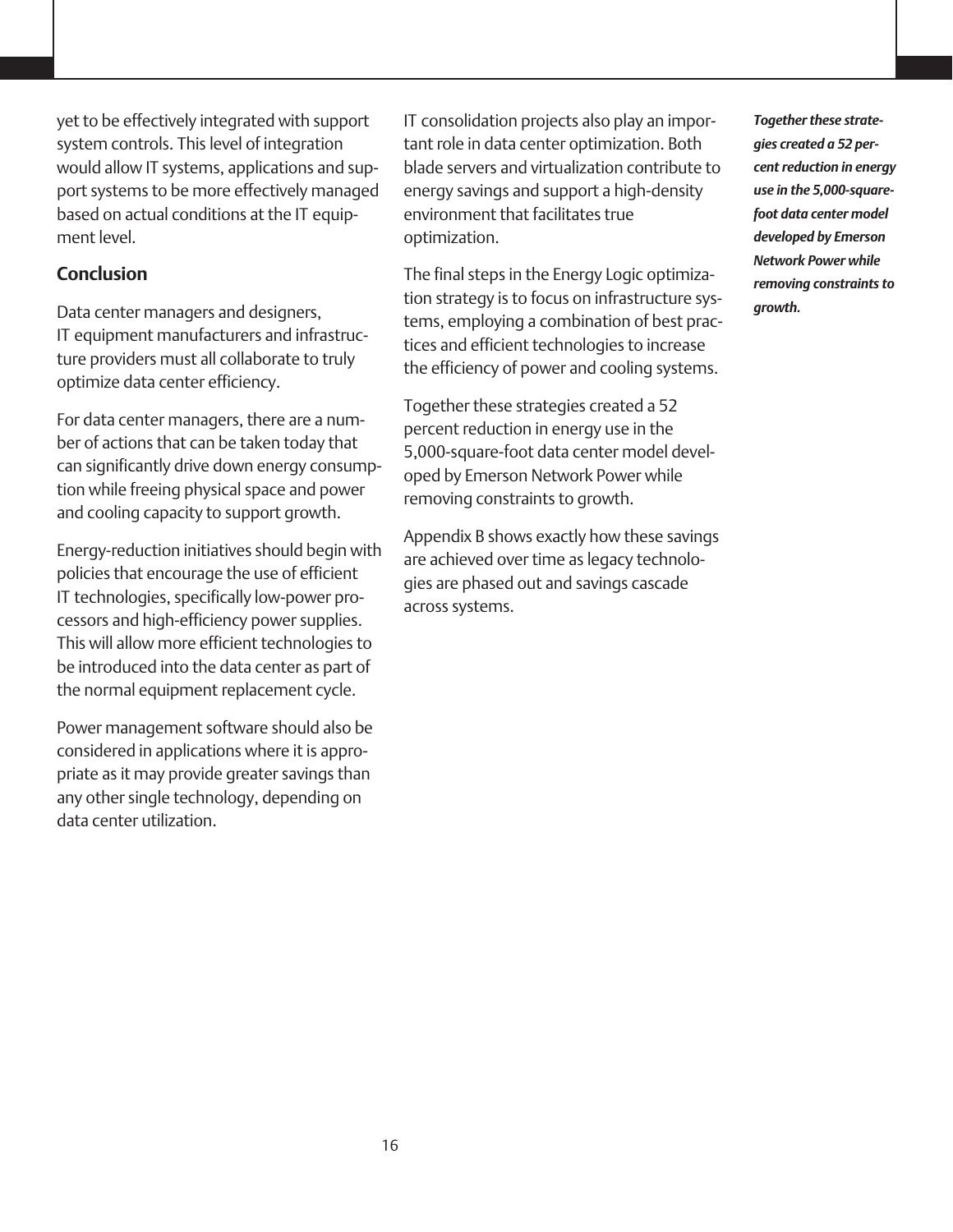yet to be effectively integrated with support system controls. This level of integration would allow IT systems, applications and support systems to be more effectively managed based on actual conditions at the IT equipment level.

## Conclusion

Data center managers and designers, IT equipment manufacturers and infrastructure providers must all collaborate to truly optimize data center efficiency.

For data center managers, there are a number of actions that can be taken today that can significantly drive down energy consumption while freeing physical space and power and cooling capacity to support growth.

Energy-reduction initiatives should begin with policies that encourage the use of efficient IT technologies, specifically low-power processors and high-efficiency power supplies. This will allow more efficient technologies to be introduced into the data center as part of the normal equipment replacement cycle.

Power management software should also be considered in applications where it is appropriate as it may provide greater savings than any other single technology, depending on data center utilization.

IT consolidation projects also play an important role in data center optimization. Both blade servers and virtualization contribute to energy savings and support a high-density environment that facilitates true optimization.

The final steps in the Energy Logic optimization strategy is to focus on infrastructure systems, employing a combination of best practices and efficient technologies to increase the efficiency of power and cooling systems.

Together these strategies created a 52 percent reduction in energy use in the 5,000-square-foot data center model developed by Emerson Network Power while removing constraints to growth.

Appendix B shows exactly how these savings are achieved over time as legacy technologies are phased out and savings cascade across systems.

***Together these strategies created a 52 percent reduction in energy use in the 5,000-square-foot data center model developed by Emerson Network Power while removing constraints to growth.***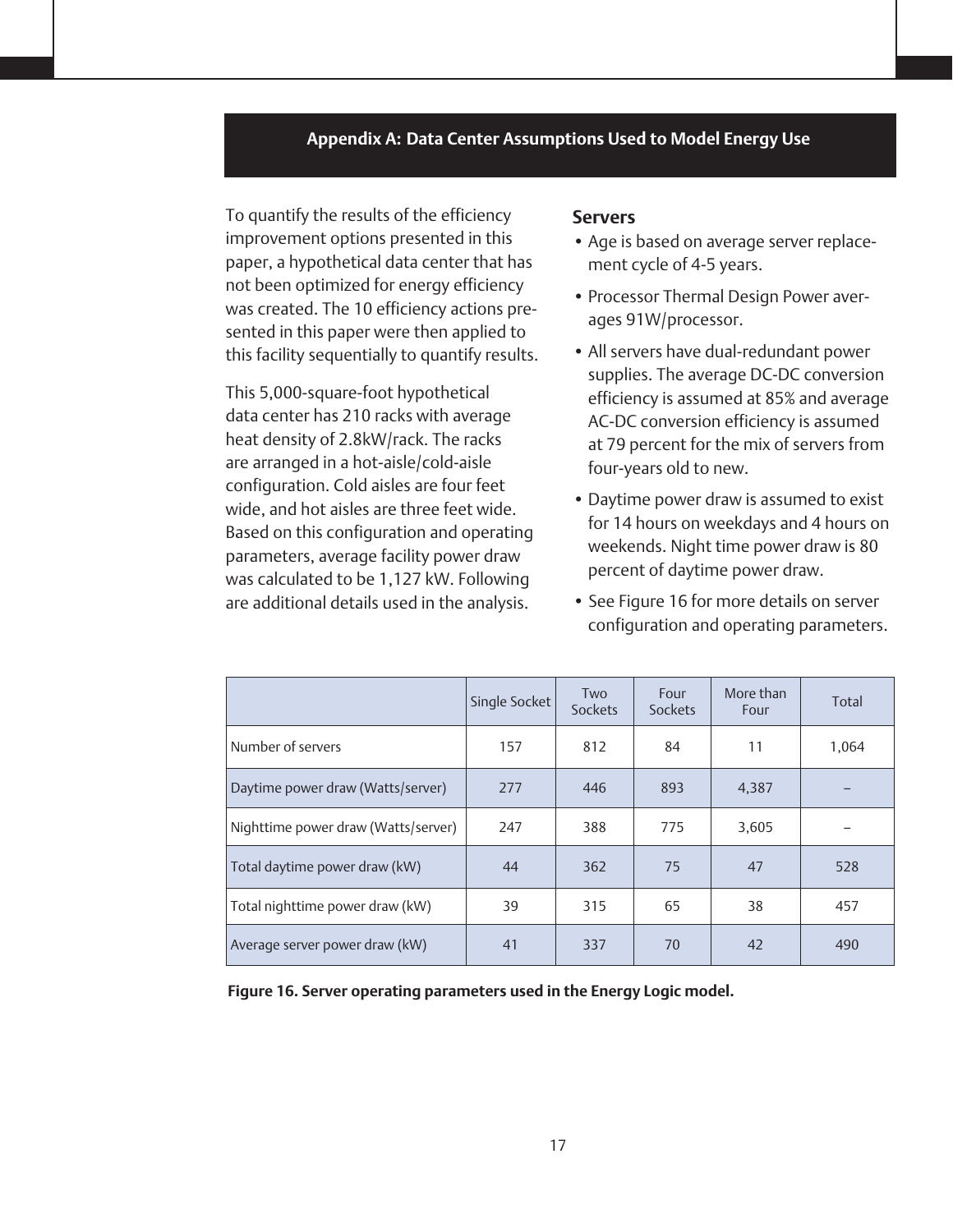## Appendix A: Data Center Assumptions Used to Model Energy Use

To quantify the results of the efficiency improvement options presented in this paper, a hypothetical data center that has not been optimized for energy efficiency was created. The 10 efficiency actions presented in this paper were then applied to this facility sequentially to quantify results.

This 5,000-square-foot hypothetical data center has 210 racks with average heat density of 2.8kW/rack. The racks are arranged in a hot-aisle/cold-aisle configuration. Cold aisles are four feet wide, and hot aisles are three feet wide. Based on this configuration and operating parameters, average facility power draw was calculated to be 1,127 kW. Following are additional details used in the analysis.

### Servers

- Age is based on average server replacement cycle of 4-5 years.
- Processor Thermal Design Power averages 91W/processor.
- All servers have dual-redundant power supplies. The average DC-DC conversion efficiency is assumed at 85% and average AC-DC conversion efficiency is assumed at 79 percent for the mix of servers from four-years old to new.
- Daytime power draw is assumed to exist for 14 hours on weekdays and 4 hours on weekends. Night time power draw is 80 percent of daytime power draw.
- See Figure 16 for more details on server configuration and operating parameters.

| | Single Socket | Two Sockets | Four Sockets | More than Four | Total |
|---|---|---|---|---|---|
| Number of servers | 157 | 812 | 84 | 11 | 1,064 |
| Daytime power draw (Watts/server) | 277 | 446 | 893 | 4,387 | – |
| Nighttime power draw (Watts/server) | 247 | 388 | 775 | 3,605 | – |
| Total daytime power draw (kW) | 44 | 362 | 75 | 47 | 528 |
| Total nighttime power draw (kW) | 39 | 315 | 65 | 38 | 457 |
| Average server power draw (kW) | 41 | 337 | 70 | 42 | 490 |

**Figure 16. Server operating parameters used in the Energy Logic model.**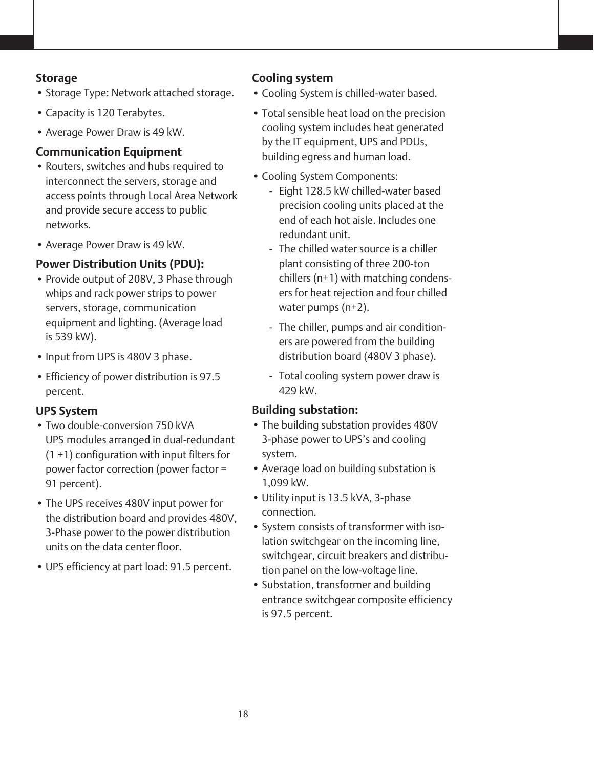### Storage

- Storage Type: Network attached storage.
- Capacity is 120 Terabytes.
- Average Power Draw is 49 kW.

### Communication Equipment

- Routers, switches and hubs required to interconnect the servers, storage and access points through Local Area Network and provide secure access to public networks.
- Average Power Draw is 49 kW.

### Power Distribution Units (PDU):

- Provide output of 208V, 3 Phase through whips and rack power strips to power servers, storage, communication equipment and lighting. (Average load is 539 kW).
- Input from UPS is 480V 3 phase.
- Efficiency of power distribution is 97.5 percent.

### UPS System

- Two double-conversion 750 kVA UPS modules arranged in dual-redundant (1 +1) configuration with input filters for power factor correction (power factor = 91 percent).
- The UPS receives 480V input power for the distribution board and provides 480V, 3-Phase power to the power distribution units on the data center floor.
- UPS efficiency at part load: 91.5 percent.

### Cooling system

- Cooling System is chilled-water based.
- Total sensible heat load on the precision cooling system includes heat generated by the IT equipment, UPS and PDUs, building egress and human load.
- Cooling System Components:
  - Eight 128.5 kW chilled-water based precision cooling units placed at the end of each hot aisle. Includes one redundant unit.
  - The chilled water source is a chiller plant consisting of three 200-ton chillers (n+1) with matching condensers for heat rejection and four chilled water pumps (n+2).
  - The chiller, pumps and air conditioners are powered from the building distribution board (480V 3 phase).
  - Total cooling system power draw is 429 kW.

### Building substation:

- The building substation provides 480V 3-phase power to UPS's and cooling system.
- Average load on building substation is 1,099 kW.
- Utility input is 13.5 kVA, 3-phase connection.
- System consists of transformer with isolation switchgear on the incoming line, switchgear, circuit breakers and distribution panel on the low-voltage line.
- Substation, transformer and building entrance switchgear composite efficiency is 97.5 percent.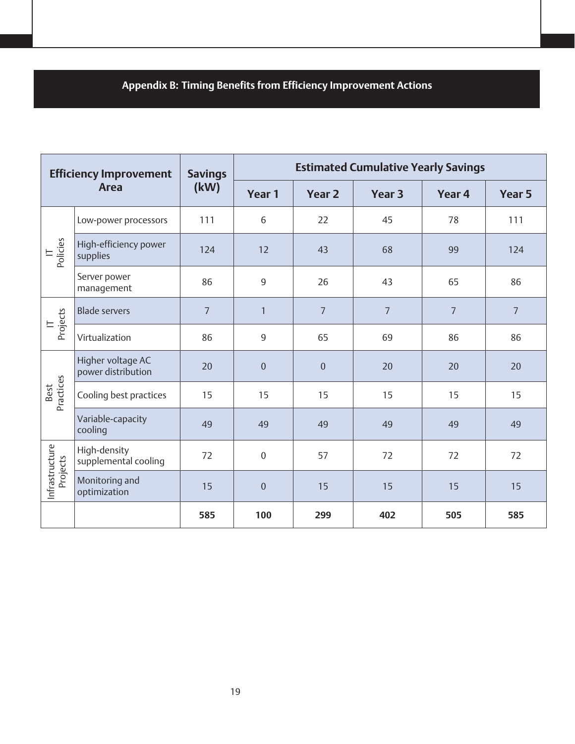## Appendix B: Timing Benefits from Efficiency Improvement Actions

| Efficiency Improvement Area | | Savings (kW) | Estimated Cumulative Yearly Savings | | | | |
|---|---|---|---|---|---|---|---|
| | | | Year 1 | Year 2 | Year 3 | Year 4 | Year 5 |
| IT Policies | Low-power processors | 111 | 6 | 22 | 45 | 78 | 111 |
| | High-efficiency power supplies | 124 | 12 | 43 | 68 | 99 | 124 |
| | Server power management | 86 | 9 | 26 | 43 | 65 | 86 |
| IT Projects | Blade servers | 7 | 1 | 7 | 7 | 7 | 7 |
| | Virtualization | 86 | 9 | 65 | 69 | 86 | 86 |
| Best Practices | Higher voltage AC power distribution | 20 | 0 | 0 | 20 | 20 | 20 |
| | Cooling best practices | 15 | 15 | 15 | 15 | 15 | 15 |
| | Variable-capacity cooling | 49 | 49 | 49 | 49 | 49 | 49 |
| Infrastructure Projects | High-density supplemental cooling | 72 | 0 | 57 | 72 | 72 | 72 |
| | Monitoring and optimization | 15 | 0 | 15 | 15 | 15 | 15 |
| | | **585** | **100** | **299** | **402** | **505** | **585** |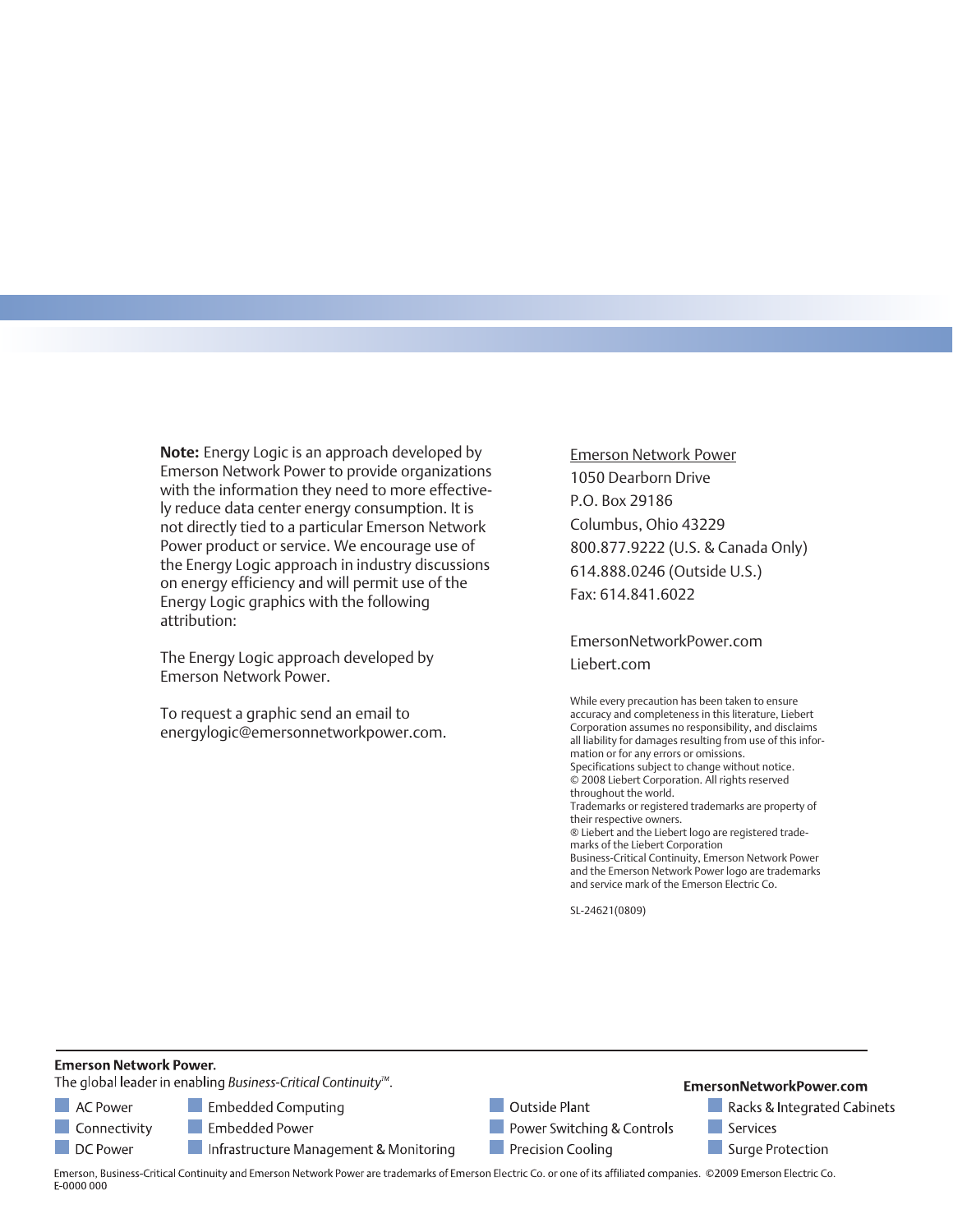**Note:** Energy Logic is an approach developed by Emerson Network Power to provide organizations with the information they need to more effectively reduce data center energy consumption. It is not directly tied to a particular Emerson Network Power product or service. We encourage use of the Energy Logic approach in industry discussions on energy efficiency and will permit use of the Energy Logic graphics with the following attribution:

The Energy Logic approach developed by Emerson Network Power.

To request a graphic send an email to energylogic@emersonnetworkpower.com.

Emerson Network Power
1050 Dearborn Drive
P.O. Box 29186
Columbus, Ohio 43229
800.877.9222 (U.S. & Canada Only)
614.888.0246 (Outside U.S.)
Fax: 614.841.6022

EmersonNetworkPower.com
Liebert.com

While every precaution has been taken to ensure accuracy and completeness in this literature, Liebert Corporation assumes no responsibility, and disclaims all liability for damages resulting from use of this information or for any errors or omissions.
Specifications subject to change without notice.
© 2008 Liebert Corporation. All rights reserved throughout the world.
Trademarks or registered trademarks are property of their respective owners.
® Liebert and the Liebert logo are registered trademarks of the Liebert Corporation
Business-Critical Continuity, Emerson Network Power and the Emerson Network Power logo are trademarks and service mark of the Emerson Electric Co.

SL-24621(0809)

**Emerson Network Power.**
The global leader in enabling *Business-Critical Continuity*™.

**EmersonNetworkPower.com**

- AC Power
- Connectivity
- DC Power
- Embedded Computing
- Embedded Power
- Infrastructure Management & Monitoring
- Outside Plant
- Power Switching & Controls
- Precision Cooling
- Racks & Integrated Cabinets
- Services
- Surge Protection

Emerson, Business-Critical Continuity and Emerson Network Power are trademarks of Emerson Electric Co. or one of its affiliated companies. ©2009 Emerson Electric Co.
E-0000 000